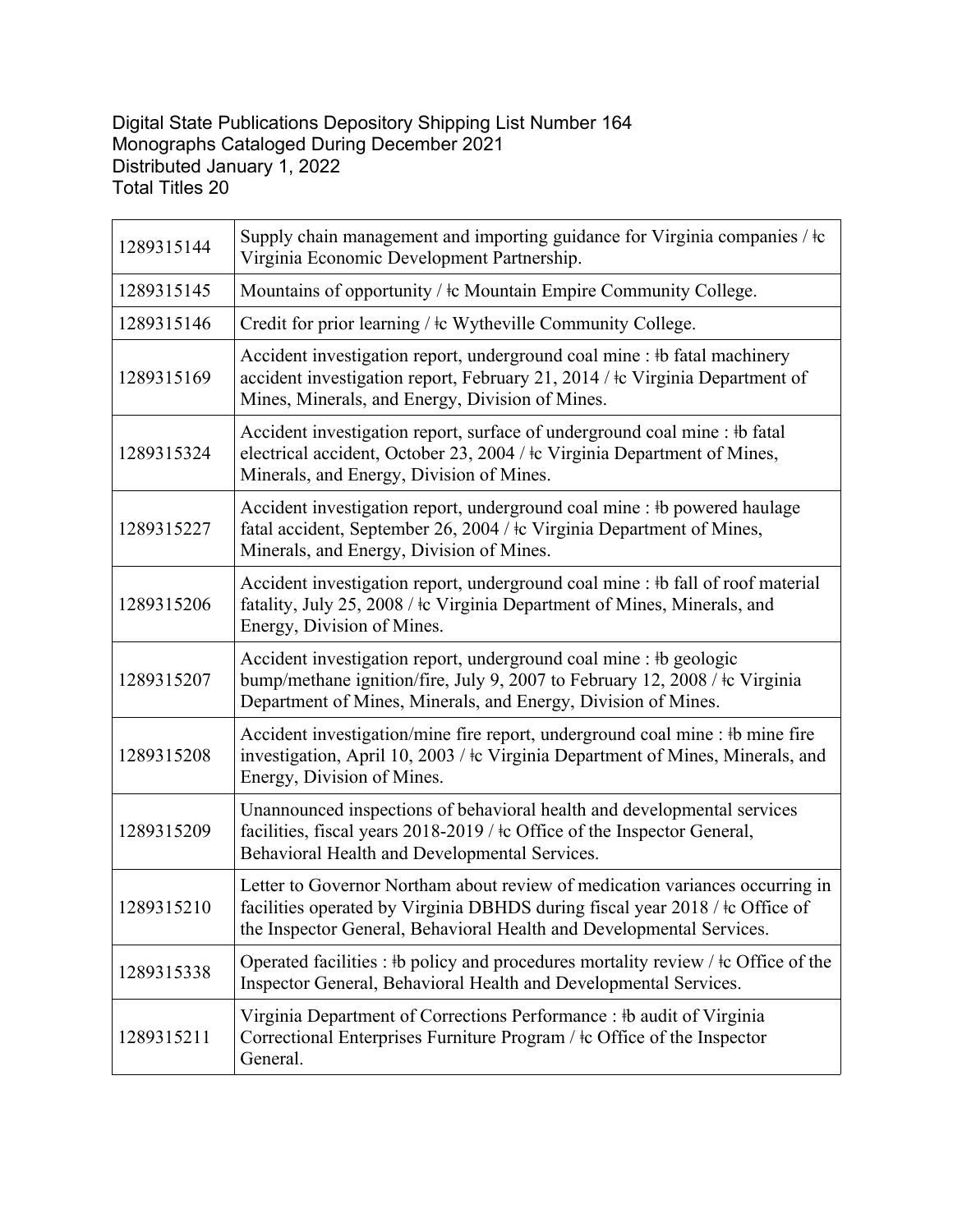Digital State Publications Depository Shipping List Number 164
Monographs Cataloged During December 2021
Distributed January 1, 2022
Total Titles 20

| | |
|---|---|
| 1289315144 | Supply chain management and importing guidance for Virginia companies / ǂc Virginia Economic Development Partnership. |
| 1289315145 | Mountains of opportunity / ǂc Mountain Empire Community College. |
| 1289315146 | Credit for prior learning / ǂc Wytheville Community College. |
| 1289315169 | Accident investigation report, underground coal mine : ǂb fatal machinery accident investigation report, February 21, 2014 / ǂc Virginia Department of Mines, Minerals, and Energy, Division of Mines. |
| 1289315324 | Accident investigation report, surface of underground coal mine : ǂb fatal electrical accident, October 23, 2004 / ǂc Virginia Department of Mines, Minerals, and Energy, Division of Mines. |
| 1289315227 | Accident investigation report, underground coal mine : ǂb powered haulage fatal accident, September 26, 2004 / ǂc Virginia Department of Mines, Minerals, and Energy, Division of Mines. |
| 1289315206 | Accident investigation report, underground coal mine : ǂb fall of roof material fatality, July 25, 2008 / ǂc Virginia Department of Mines, Minerals, and Energy, Division of Mines. |
| 1289315207 | Accident investigation report, underground coal mine : ǂb geologic bump/methane ignition/fire, July 9, 2007 to February 12, 2008 / ǂc Virginia Department of Mines, Minerals, and Energy, Division of Mines. |
| 1289315208 | Accident investigation/mine fire report, underground coal mine : ǂb mine fire investigation, April 10, 2003 / ǂc Virginia Department of Mines, Minerals, and Energy, Division of Mines. |
| 1289315209 | Unannounced inspections of behavioral health and developmental services facilities, fiscal years 2018-2019 / ǂc Office of the Inspector General, Behavioral Health and Developmental Services. |
| 1289315210 | Letter to Governor Northam about review of medication variances occurring in facilities operated by Virginia DBHDS during fiscal year 2018 / ǂc Office of the Inspector General, Behavioral Health and Developmental Services. |
| 1289315338 | Operated facilities : ǂb policy and procedures mortality review / ǂc Office of the Inspector General, Behavioral Health and Developmental Services. |
| 1289315211 | Virginia Department of Corrections Performance : ǂb audit of Virginia Correctional Enterprises Furniture Program / ǂc Office of the Inspector General. |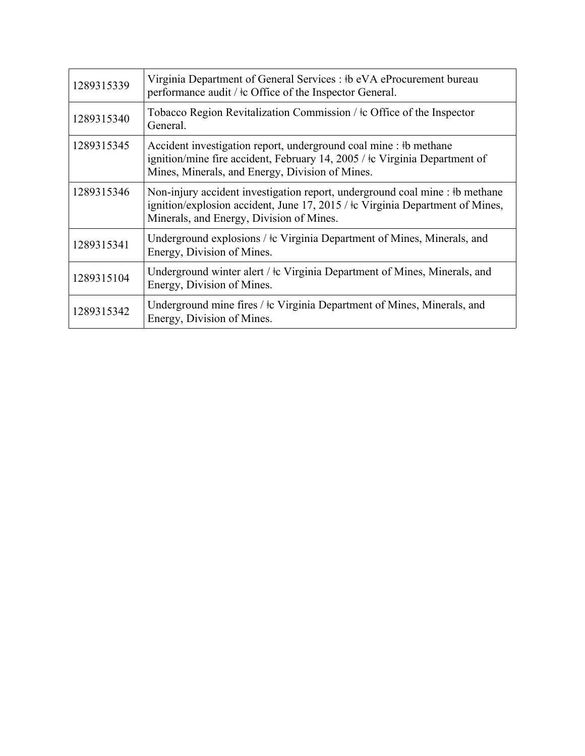| | |
|---|---|
| 1289315339 | Virginia Department of General Services : ǂb eVA eProcurement bureau performance audit / ǂc Office of the Inspector General. |
| 1289315340 | Tobacco Region Revitalization Commission / ǂc Office of the Inspector General. |
| 1289315345 | Accident investigation report, underground coal mine : ǂb methane ignition/mine fire accident, February 14, 2005 / ǂc Virginia Department of Mines, Minerals, and Energy, Division of Mines. |
| 1289315346 | Non-injury accident investigation report, underground coal mine : ǂb methane ignition/explosion accident, June 17, 2015 / ǂc Virginia Department of Mines, Minerals, and Energy, Division of Mines. |
| 1289315341 | Underground explosions / ǂc Virginia Department of Mines, Minerals, and Energy, Division of Mines. |
| 1289315104 | Underground winter alert / ǂc Virginia Department of Mines, Minerals, and Energy, Division of Mines. |
| 1289315342 | Underground mine fires / ǂc Virginia Department of Mines, Minerals, and Energy, Division of Mines. |